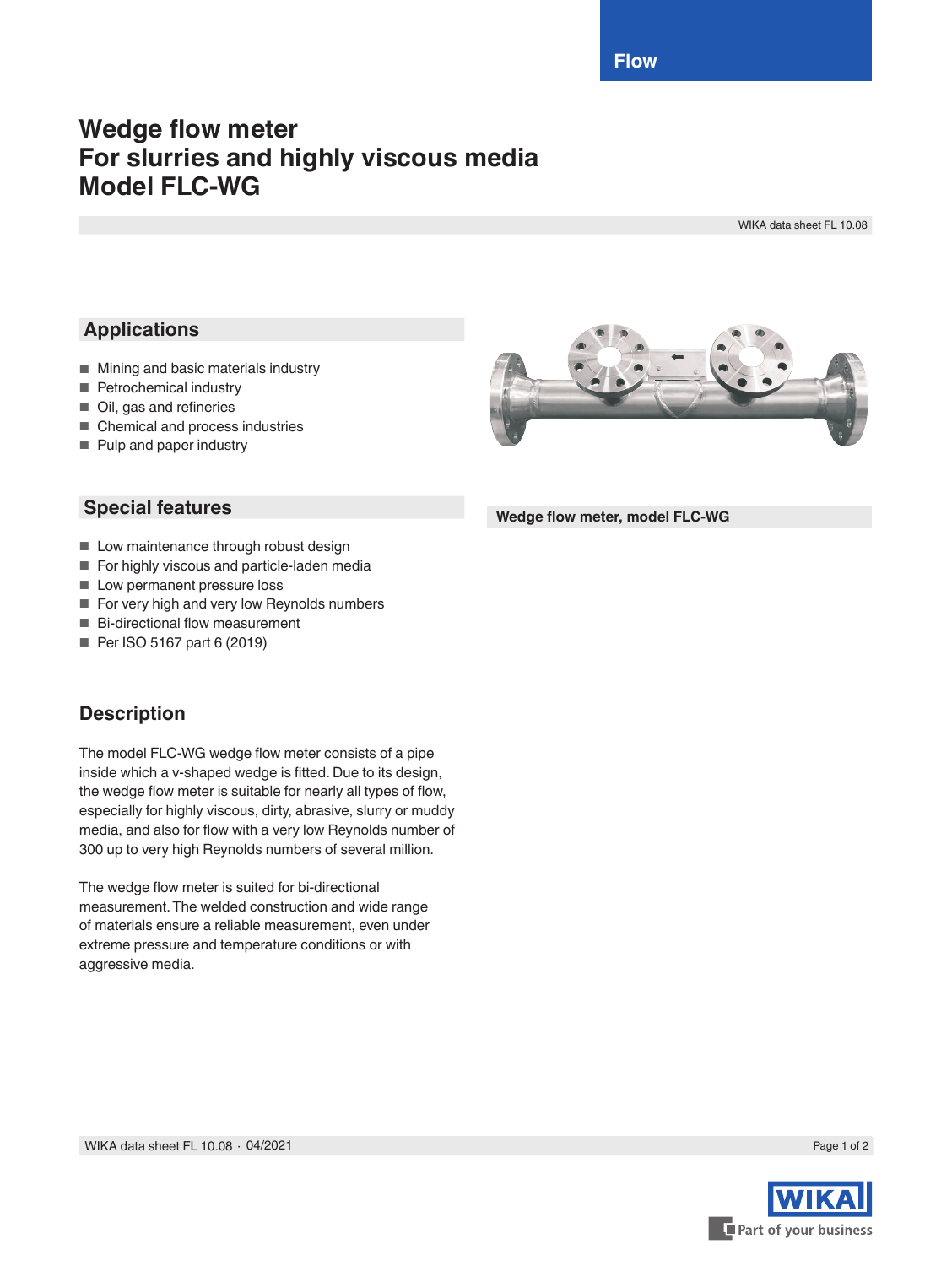# Wedge flow meter
# For slurries and highly viscous media
# Model FLC-WG

WIKA data sheet FL 10.08

## Applications

- Mining and basic materials industry
- Petrochemical industry
- Oil, gas and refineries
- Chemical and process industries
- Pulp and paper industry

## Special features

- Low maintenance through robust design
- For highly viscous and particle-laden media
- Low permanent pressure loss
- For very high and very low Reynolds numbers
- Bi-directional flow measurement
- Per ISO 5167 part 6 (2019)

**Wedge flow meter, model FLC-WG**

## Description

The model FLC-WG wedge flow meter consists of a pipe inside which a v-shaped wedge is fitted. Due to its design, the wedge flow meter is suitable for nearly all types of flow, especially for highly viscous, dirty, abrasive, slurry or muddy media, and also for flow with a very low Reynolds number of 300 up to very high Reynolds numbers of several million.

The wedge flow meter is suited for bi-directional measurement. The welded construction and wide range of materials ensure a reliable measurement, even under extreme pressure and temperature conditions or with aggressive media.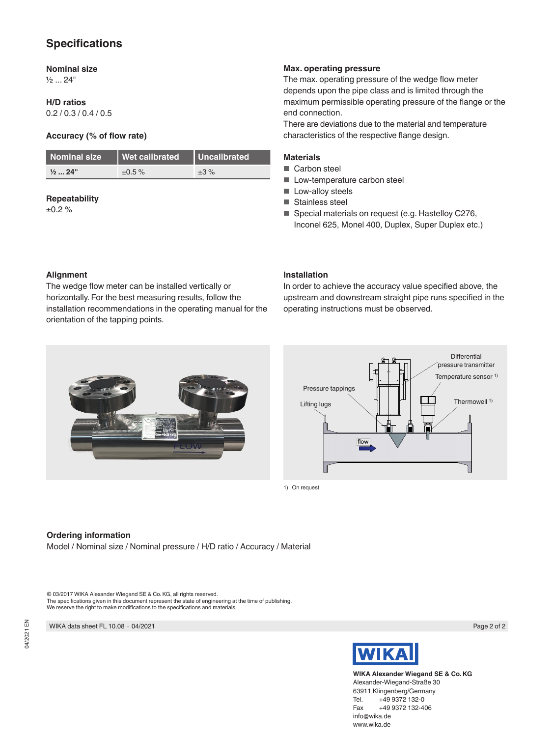## Specifications

### Nominal size
½ ... 24"

### H/D ratios
0.2 / 0.3 / 0.4 / 0.5

### Accuracy (% of flow rate)

| Nominal size | Wet calibrated | Uncalibrated |
|---|---|---|
| **½ ... 24"** | ±0.5 % | ±3 % |

### Repeatability
±0.2 %

### Max. operating pressure
The max. operating pressure of the wedge flow meter depends upon the pipe class and is limited through the maximum permissible operating pressure of the flange or the end connection.
There are deviations due to the material and temperature characteristics of the respective flange design.

### Materials
- Carbon steel
- Low-temperature carbon steel
- Low-alloy steels
- Stainless steel
- Special materials on request (e.g. Hastelloy C276, Inconel 625, Monel 400, Duplex, Super Duplex etc.)

### Alignment
The wedge flow meter can be installed vertically or horizontally. For the best measuring results, follow the installation recommendations in the operating manual for the orientation of the tapping points.

### Installation
In order to achieve the accuracy value specified above, the upstream and downstream straight pipe runs specified in the operating instructions must be observed.

Differential pressure transmitter
Temperature sensor [1]
Pressure tappings
Lifting lugs
Thermowell [1]
flow

1) On request

### Ordering information
Model / Nominal size / Nominal pressure / H/D ratio / Accuracy / Material

© 03/2017 WIKA Alexander Wiegand SE & Co. KG, all rights reserved.
The specifications given in this document represent the state of engineering at the time of publishing.
We reserve the right to make modifications to the specifications and materials.

WIKA data sheet FL 10.08 · 04/2021

**WIKA Alexander Wiegand SE & Co. KG**
Alexander-Wiegand-Straße 30
63911 Klingenberg/Germany
Tel. +49 9372 132-0
Fax +49 9372 132-406
info@wika.de
www.wika.de